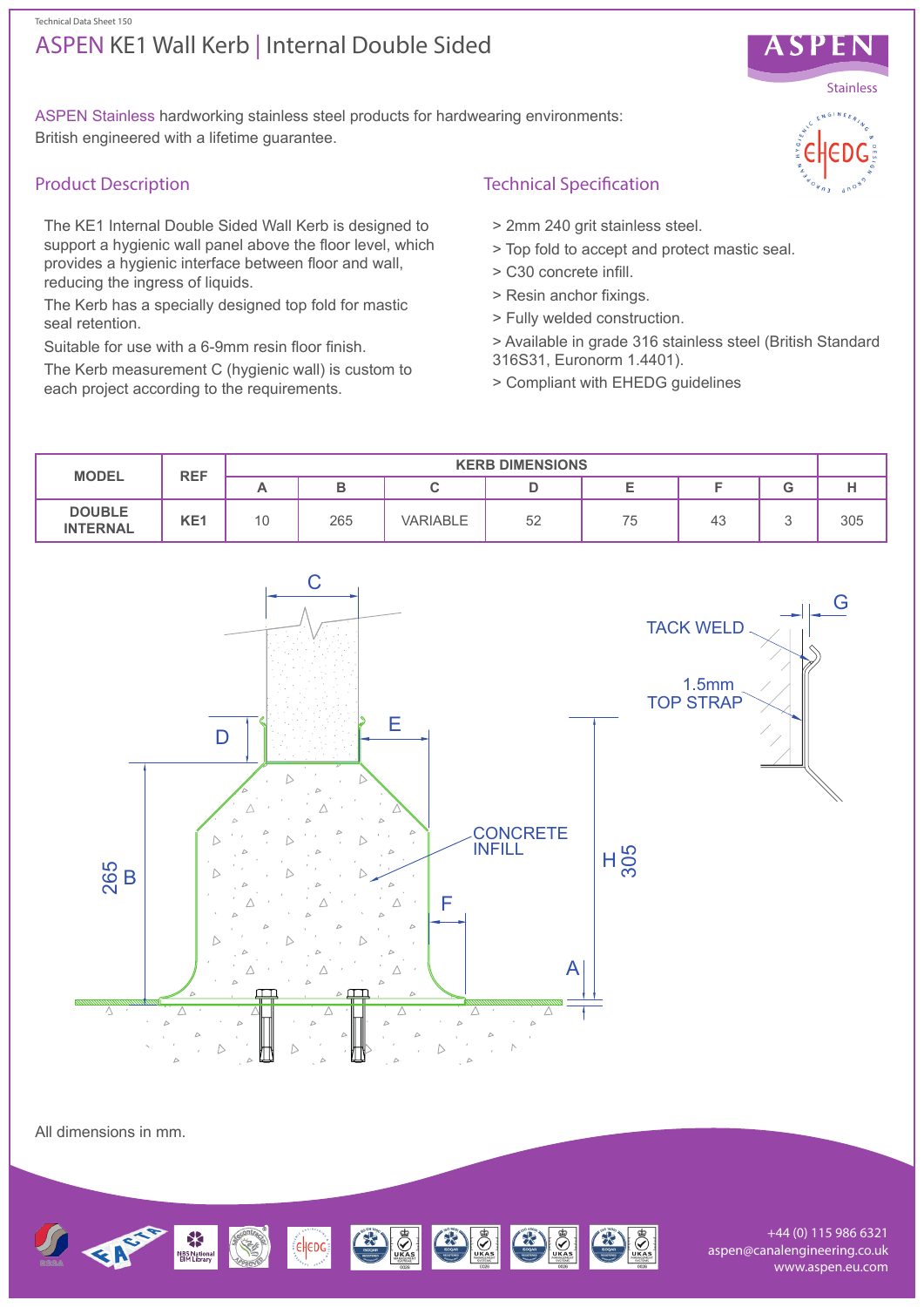Technical Data Sheet 150

# ASPEN KE1 Wall Kerb | Internal Double Sided

ASPEN Stainless hardworking stainless steel products for hardwearing environments: British engineered with a lifetime guarantee.

## Product Description

The KE1 Internal Double Sided Wall Kerb is designed to support a hygienic wall panel above the floor level, which provides a hygienic interface between floor and wall, reducing the ingress of liquids.

The Kerb has a specially designed top fold for mastic seal retention.

Suitable for use with a 6-9mm resin floor finish.

The Kerb measurement C (hygienic wall) is custom to each project according to the requirements.

## Technical Specification

- > 2mm 240 grit stainless steel.
- > Top fold to accept and protect mastic seal.
- > C30 concrete infill.
- > Resin anchor fixings.
- > Fully welded construction.
- > Available in grade 316 stainless steel (British Standard 316S31, Euronorm 1.4401).
- > Compliant with EHEDG guidelines

| MODEL | REF | KERB DIMENSIONS | | | | | | | |
|---|---|---|---|---|---|---|---|---|---|
| | | A | B | C | D | E | F | G | H |
| DOUBLE INTERNAL | KE1 | 10 | 265 | VARIABLE | 52 | 75 | 43 | 3 | 305 |

C, D, E, G, TACK WELD, 1.5mm TOP STRAP, CONCRETE INFILL, F, A, 265 B, H 305

All dimensions in mm.

+44 (0) 115 986 6321
aspen@canalengineering.co.uk
www.aspen.eu.com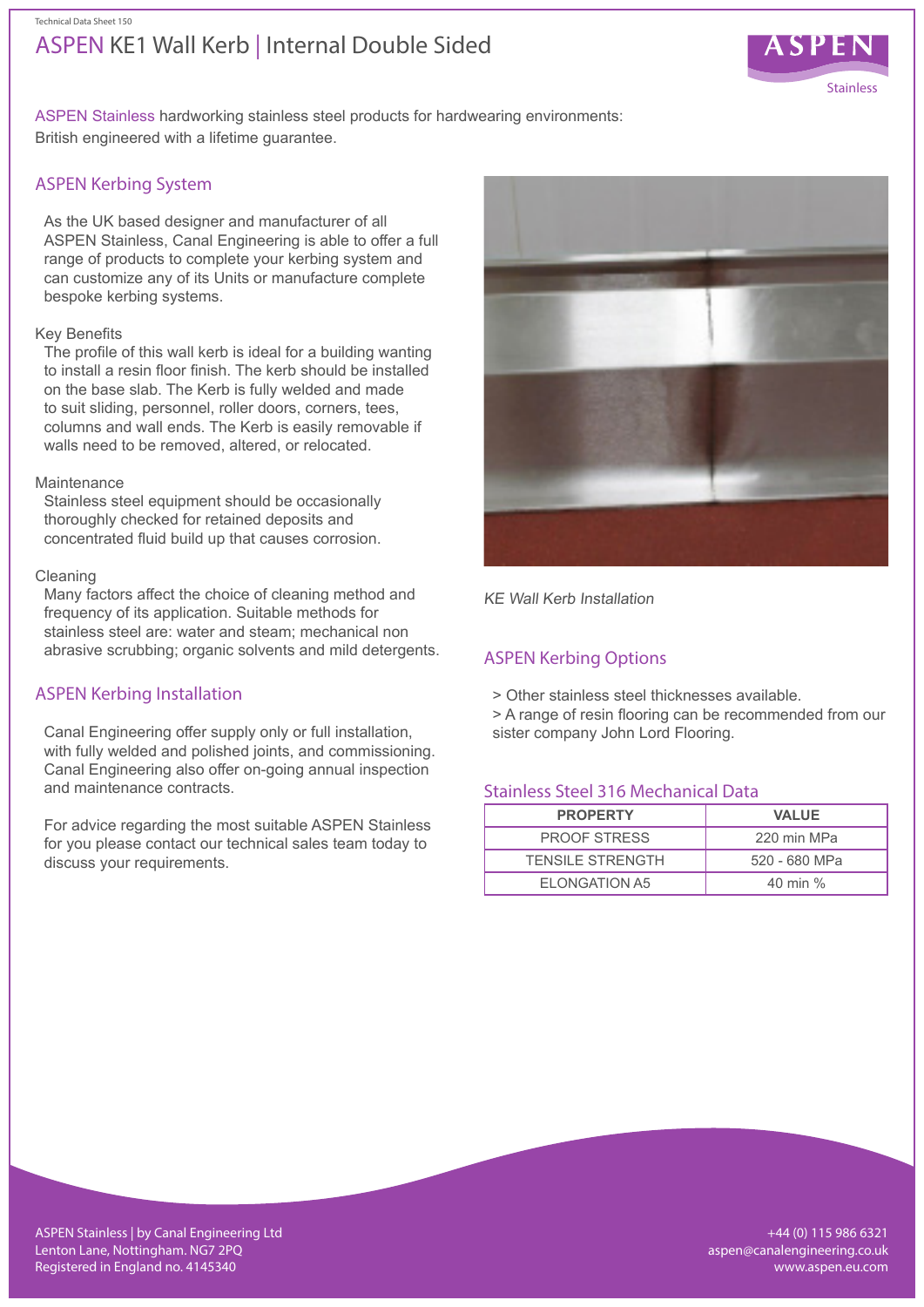Technical Data Sheet 150

# ASPEN KE1 Wall Kerb | Internal Double Sided

ASPEN Stainless hardworking stainless steel products for hardwearing environments: British engineered with a lifetime guarantee.

## ASPEN Kerbing System

As the UK based designer and manufacturer of all ASPEN Stainless, Canal Engineering is able to offer a full range of products to complete your kerbing system and can customize any of its Units or manufacture complete bespoke kerbing systems.

Key Benefits

The profile of this wall kerb is ideal for a building wanting to install a resin floor finish. The kerb should be installed on the base slab. The Kerb is fully welded and made to suit sliding, personnel, roller doors, corners, tees, columns and wall ends. The Kerb is easily removable if walls need to be removed, altered, or relocated.

Maintenance

Stainless steel equipment should be occasionally thoroughly checked for retained deposits and concentrated fluid build up that causes corrosion.

Cleaning

Many factors affect the choice of cleaning method and frequency of its application. Suitable methods for stainless steel are: water and steam; mechanical non abrasive scrubbing; organic solvents and mild detergents.

## ASPEN Kerbing Installation

Canal Engineering offer supply only or full installation, with fully welded and polished joints, and commissioning. Canal Engineering also offer on-going annual inspection and maintenance contracts.

For advice regarding the most suitable ASPEN Stainless for you please contact our technical sales team today to discuss your requirements.

*KE Wall Kerb Installation*

## ASPEN Kerbing Options

> Other stainless steel thicknesses available.
> A range of resin flooring can be recommended from our sister company John Lord Flooring.

## Stainless Steel 316 Mechanical Data

| PROPERTY | VALUE |
|---|---|
| PROOF STRESS | 220 min MPa |
| TENSILE STRENGTH | 520 - 680 MPa |
| ELONGATION A5 | 40 min % |

ASPEN Stainless | by Canal Engineering Ltd
Lenton Lane, Nottingham. NG7 2PQ
Registered in England no. 4145340

+44 (0) 115 986 6321
aspen@canalengineering.co.uk
www.aspen.eu.com